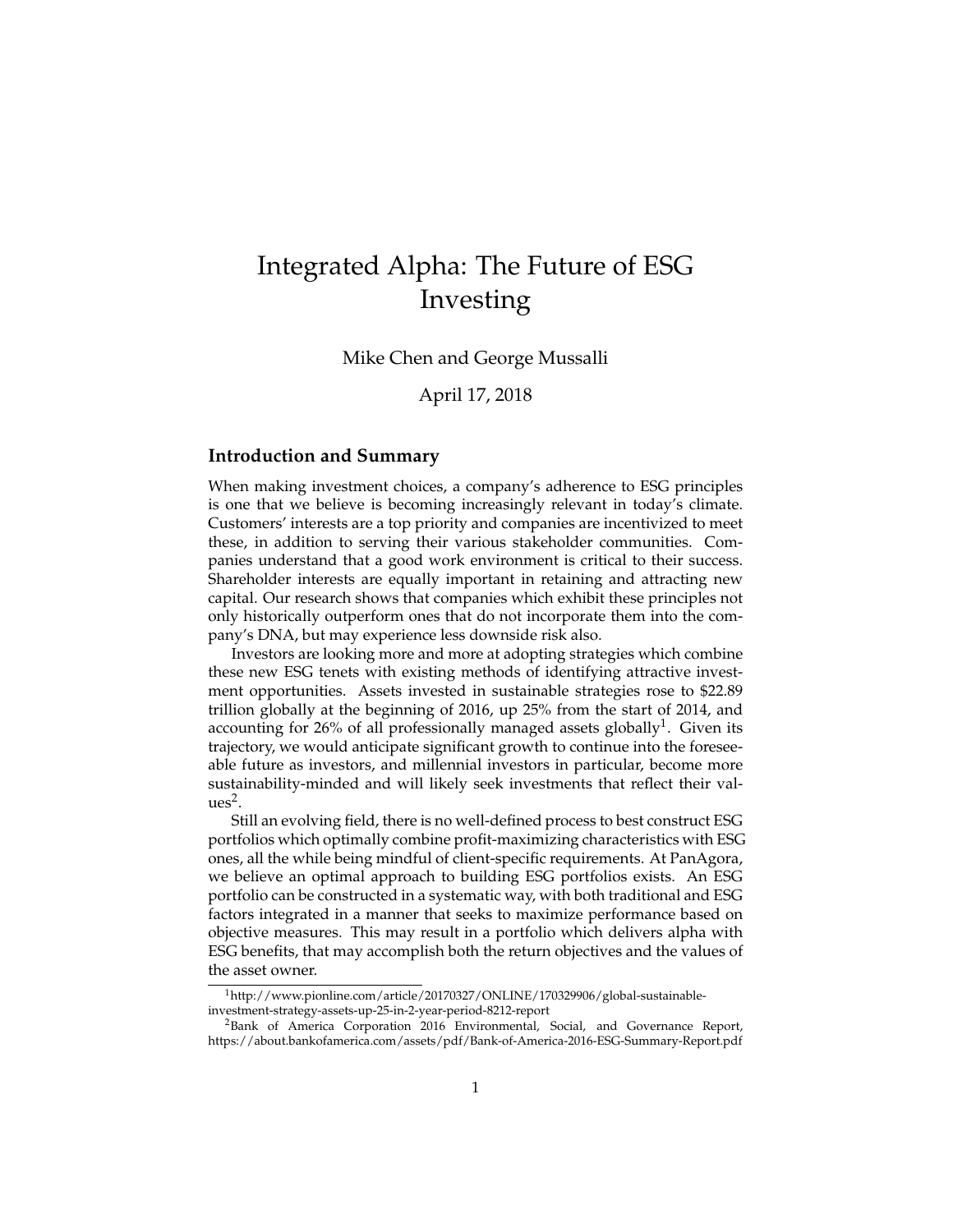# Integrated Alpha: The Future of ESG Investing

Mike Chen and George Mussalli

April 17, 2018

## Introduction and Summary

When making investment choices, a company's adherence to ESG principles is one that we believe is becoming increasingly relevant in today's climate. Customers' interests are a top priority and companies are incentivized to meet these, in addition to serving their various stakeholder communities. Companies understand that a good work environment is critical to their success. Shareholder interests are equally important in retaining and attracting new capital. Our research shows that companies which exhibit these principles not only historically outperform ones that do not incorporate them into the company's DNA, but may experience less downside risk also.

Investors are looking more and more at adopting strategies which combine these new ESG tenets with existing methods of identifying attractive investment opportunities. Assets invested in sustainable strategies rose to $22.89 trillion globally at the beginning of 2016, up 25% from the start of 2014, and accounting for 26% of all professionally managed assets globally[1]. Given its trajectory, we would anticipate significant growth to continue into the foreseeable future as investors, and millennial investors in particular, become more sustainability-minded and will likely seek investments that reflect their values[2].

Still an evolving field, there is no well-defined process to best construct ESG portfolios which optimally combine profit-maximizing characteristics with ESG ones, all the while being mindful of client-specific requirements. At PanAgora, we believe an optimal approach to building ESG portfolios exists. An ESG portfolio can be constructed in a systematic way, with both traditional and ESG factors integrated in a manner that seeks to maximize performance based on objective measures. This may result in a portfolio which delivers alpha with ESG benefits, that may accomplish both the return objectives and the values of the asset owner.

[1] http://www.pionline.com/article/20170327/ONLINE/170329906/global-sustainable-investment-strategy-assets-up-25-in-2-year-period-8212-report

[2] Bank of America Corporation 2016 Environmental, Social, and Governance Report, https://about.bankofamerica.com/assets/pdf/Bank-of-America-2016-ESG-Summary-Report.pdf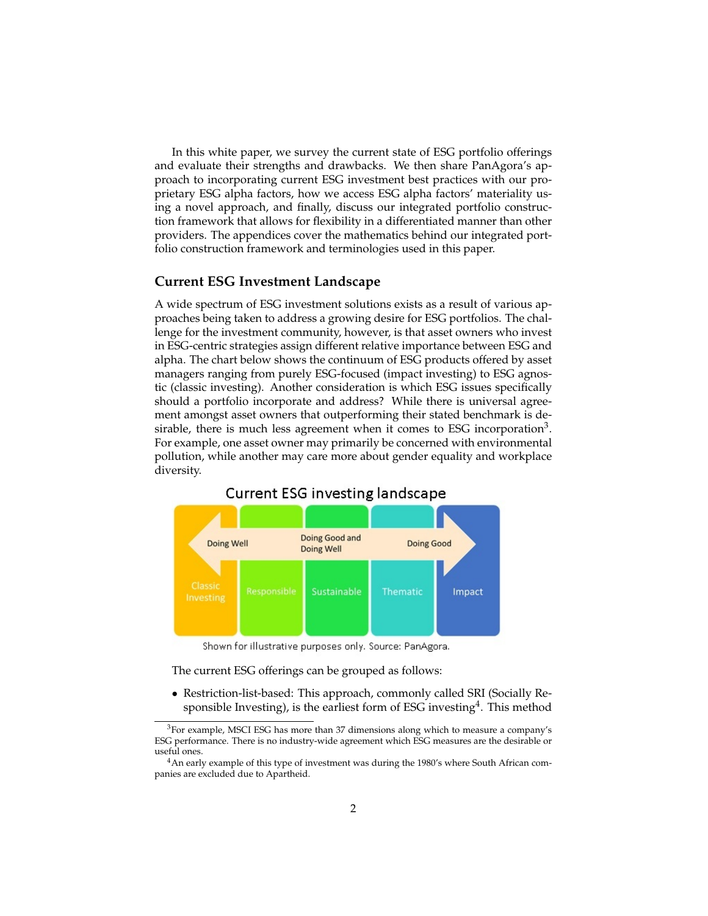In this white paper, we survey the current state of ESG portfolio offerings and evaluate their strengths and drawbacks. We then share PanAgora's approach to incorporating current ESG investment best practices with our proprietary ESG alpha factors, how we access ESG alpha factors' materiality using a novel approach, and finally, discuss our integrated portfolio construction framework that allows for flexibility in a differentiated manner than other providers. The appendices cover the mathematics behind our integrated portfolio construction framework and terminologies used in this paper.

## Current ESG Investment Landscape

A wide spectrum of ESG investment solutions exists as a result of various approaches being taken to address a growing desire for ESG portfolios. The challenge for the investment community, however, is that asset owners who invest in ESG-centric strategies assign different relative importance between ESG and alpha. The chart below shows the continuum of ESG products offered by asset managers ranging from purely ESG-focused (impact investing) to ESG agnostic (classic investing). Another consideration is which ESG issues specifically should a portfolio incorporate and address? While there is universal agreement amongst asset owners that outperforming their stated benchmark is desirable, there is much less agreement when it comes to ESG incorporation[3]. For example, one asset owner may primarily be concerned with environmental pollution, while another may care more about gender equality and workplace diversity.

**Current ESG investing landscape**

| Classic Investing | Responsible | Sustainable | Thematic | Impact |
|---|---|---|---|---|
| Doing Well | | Doing Good and Doing Well | | Doing Good |

Shown for illustrative purposes only. Source: PanAgora.

The current ESG offerings can be grouped as follows:

- Restriction-list-based: This approach, commonly called SRI (Socially Responsible Investing), is the earliest form of ESG investing[4]. This method

---

[3] For example, MSCI ESG has more than 37 dimensions along which to measure a company's ESG performance. There is no industry-wide agreement which ESG measures are the desirable or useful ones.

[4] An early example of this type of investment was during the 1980's where South African companies are excluded due to Apartheid.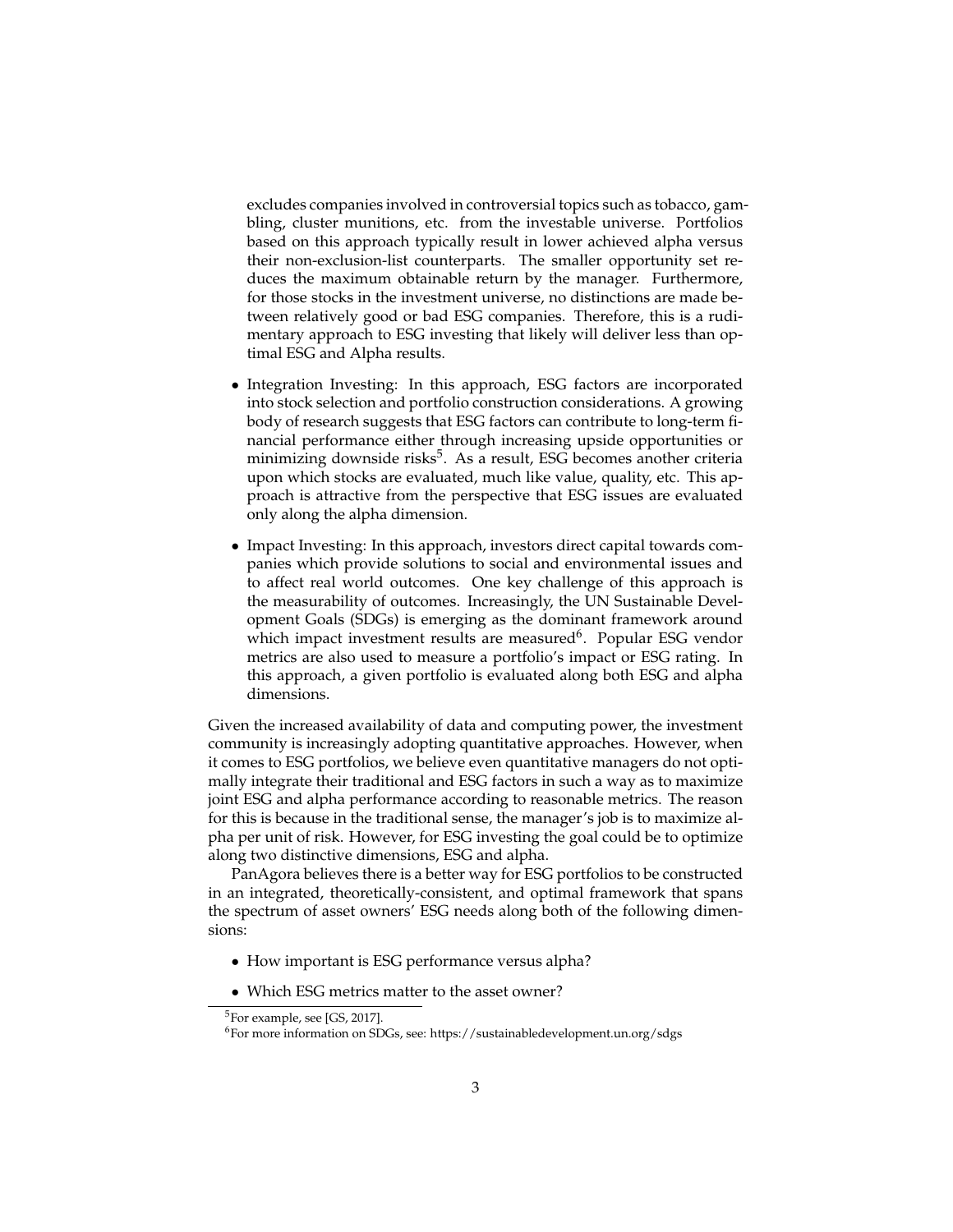excludes companies involved in controversial topics such as tobacco, gambling, cluster munitions, etc. from the investable universe. Portfolios based on this approach typically result in lower achieved alpha versus their non-exclusion-list counterparts. The smaller opportunity set reduces the maximum obtainable return by the manager. Furthermore, for those stocks in the investment universe, no distinctions are made between relatively good or bad ESG companies. Therefore, this is a rudimentary approach to ESG investing that likely will deliver less than optimal ESG and Alpha results.

- Integration Investing: In this approach, ESG factors are incorporated into stock selection and portfolio construction considerations. A growing body of research suggests that ESG factors can contribute to long-term financial performance either through increasing upside opportunities or minimizing downside risks[5]. As a result, ESG becomes another criteria upon which stocks are evaluated, much like value, quality, etc. This approach is attractive from the perspective that ESG issues are evaluated only along the alpha dimension.

- Impact Investing: In this approach, investors direct capital towards companies which provide solutions to social and environmental issues and to affect real world outcomes. One key challenge of this approach is the measurability of outcomes. Increasingly, the UN Sustainable Development Goals (SDGs) is emerging as the dominant framework around which impact investment results are measured[6]. Popular ESG vendor metrics are also used to measure a portfolio's impact or ESG rating. In this approach, a given portfolio is evaluated along both ESG and alpha dimensions.

Given the increased availability of data and computing power, the investment community is increasingly adopting quantitative approaches. However, when it comes to ESG portfolios, we believe even quantitative managers do not optimally integrate their traditional and ESG factors in such a way as to maximize joint ESG and alpha performance according to reasonable metrics. The reason for this is because in the traditional sense, the manager's job is to maximize alpha per unit of risk. However, for ESG investing the goal could be to optimize along two distinctive dimensions, ESG and alpha.

PanAgora believes there is a better way for ESG portfolios to be constructed in an integrated, theoretically-consistent, and optimal framework that spans the spectrum of asset owners' ESG needs along both of the following dimensions:

- How important is ESG performance versus alpha?
- Which ESG metrics matter to the asset owner?

[5] For example, see [GS, 2017].

[6] For more information on SDGs, see: https://sustainabledevelopment.un.org/sdgs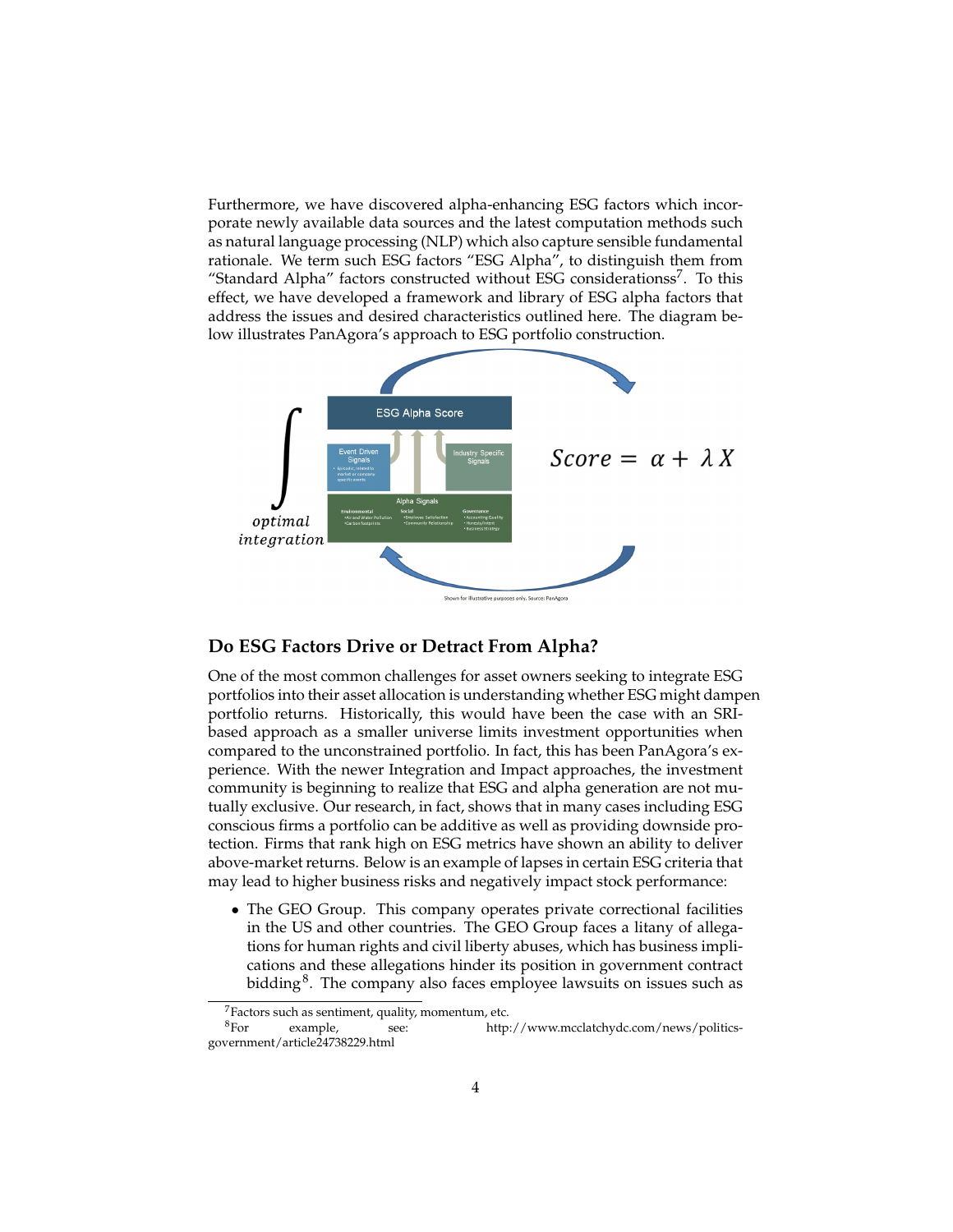Furthermore, we have discovered alpha-enhancing ESG factors which incorporate newly available data sources and the latest computation methods such as natural language processing (NLP) which also capture sensible fundamental rationale. We term such ESG factors "ESG Alpha", to distinguish them from "Standard Alpha" factors constructed without ESG considerationss[7]. To this effect, we have developed a framework and library of ESG alpha factors that address the issues and desired characteristics outlined here. The diagram below illustrates PanAgora's approach to ESG portfolio construction.

$$\int \text{optimal integration} \qquad \textit{Score} = \alpha + \lambda X$$

ESG Alpha Score

Event Driven Signals
- Episodic, related to market or company specific events

Industry Specific Signals

Alpha Signals

| Environmental | Social | Governance |
|---|---|---|
| • Air and Water Pollution<br>• Carbon footprints | • Employee Satisfaction<br>• Community Relationship | • Accounting Quality<br>• Honesty/Intent<br>• Business Strategy |

Shown for illustrative purposes only. Source: PanAgora

## Do ESG Factors Drive or Detract From Alpha?

One of the most common challenges for asset owners seeking to integrate ESG portfolios into their asset allocation is understanding whether ESG might dampen portfolio returns. Historically, this would have been the case with an SRI-based approach as a smaller universe limits investment opportunities when compared to the unconstrained portfolio. In fact, this has been PanAgora's experience. With the newer Integration and Impact approaches, the investment community is beginning to realize that ESG and alpha generation are not mutually exclusive. Our research, in fact, shows that in many cases including ESG conscious firms a portfolio can be additive as well as providing downside protection. Firms that rank high on ESG metrics have shown an ability to deliver above-market returns. Below is an example of lapses in certain ESG criteria that may lead to higher business risks and negatively impact stock performance:

- The GEO Group. This company operates private correctional facilities in the US and other countries. The GEO Group faces a litany of allegations for human rights and civil liberty abuses, which has business implications and these allegations hinder its position in government contract bidding[8]. The company also faces employee lawsuits on issues such as

[7] Factors such as sentiment, quality, momentum, etc.

[8] For example, see: http://www.mcclatchydc.com/news/politics-government/article24738229.html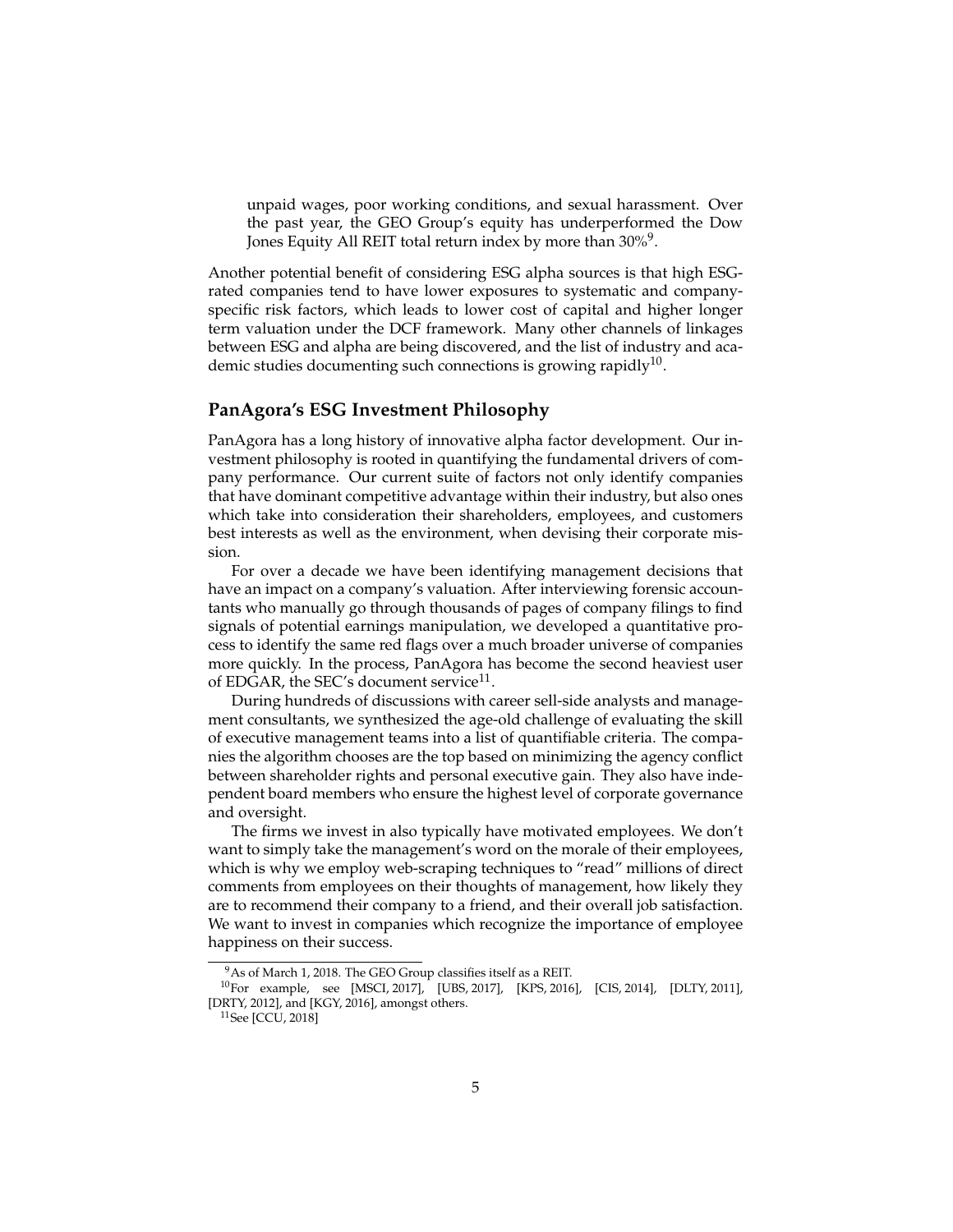unpaid wages, poor working conditions, and sexual harassment. Over the past year, the GEO Group's equity has underperformed the Dow Jones Equity All REIT total return index by more than 30%[9].

Another potential benefit of considering ESG alpha sources is that high ESG-rated companies tend to have lower exposures to systematic and company-specific risk factors, which leads to lower cost of capital and higher longer term valuation under the DCF framework. Many other channels of linkages between ESG and alpha are being discovered, and the list of industry and academic studies documenting such connections is growing rapidly[10].

## PanAgora's ESG Investment Philosophy

PanAgora has a long history of innovative alpha factor development. Our investment philosophy is rooted in quantifying the fundamental drivers of company performance. Our current suite of factors not only identify companies that have dominant competitive advantage within their industry, but also ones which take into consideration their shareholders, employees, and customers best interests as well as the environment, when devising their corporate mission.

For over a decade we have been identifying management decisions that have an impact on a company's valuation. After interviewing forensic accountants who manually go through thousands of pages of company filings to find signals of potential earnings manipulation, we developed a quantitative process to identify the same red flags over a much broader universe of companies more quickly. In the process, PanAgora has become the second heaviest user of EDGAR, the SEC's document service[11].

During hundreds of discussions with career sell-side analysts and management consultants, we synthesized the age-old challenge of evaluating the skill of executive management teams into a list of quantifiable criteria. The companies the algorithm chooses are the top based on minimizing the agency conflict between shareholder rights and personal executive gain. They also have independent board members who ensure the highest level of corporate governance and oversight.

The firms we invest in also typically have motivated employees. We don't want to simply take the management's word on the morale of their employees, which is why we employ web-scraping techniques to "read" millions of direct comments from employees on their thoughts of management, how likely they are to recommend their company to a friend, and their overall job satisfaction. We want to invest in companies which recognize the importance of employee happiness on their success.

---

[9] As of March 1, 2018. The GEO Group classifies itself as a REIT.

[10] For example, see [MSCI, 2017], [UBS, 2017], [KPS, 2016], [CIS, 2014], [DLTY, 2011], [DRTY, 2012], and [KGY, 2016], amongst others.

[11] See [CCU, 2018]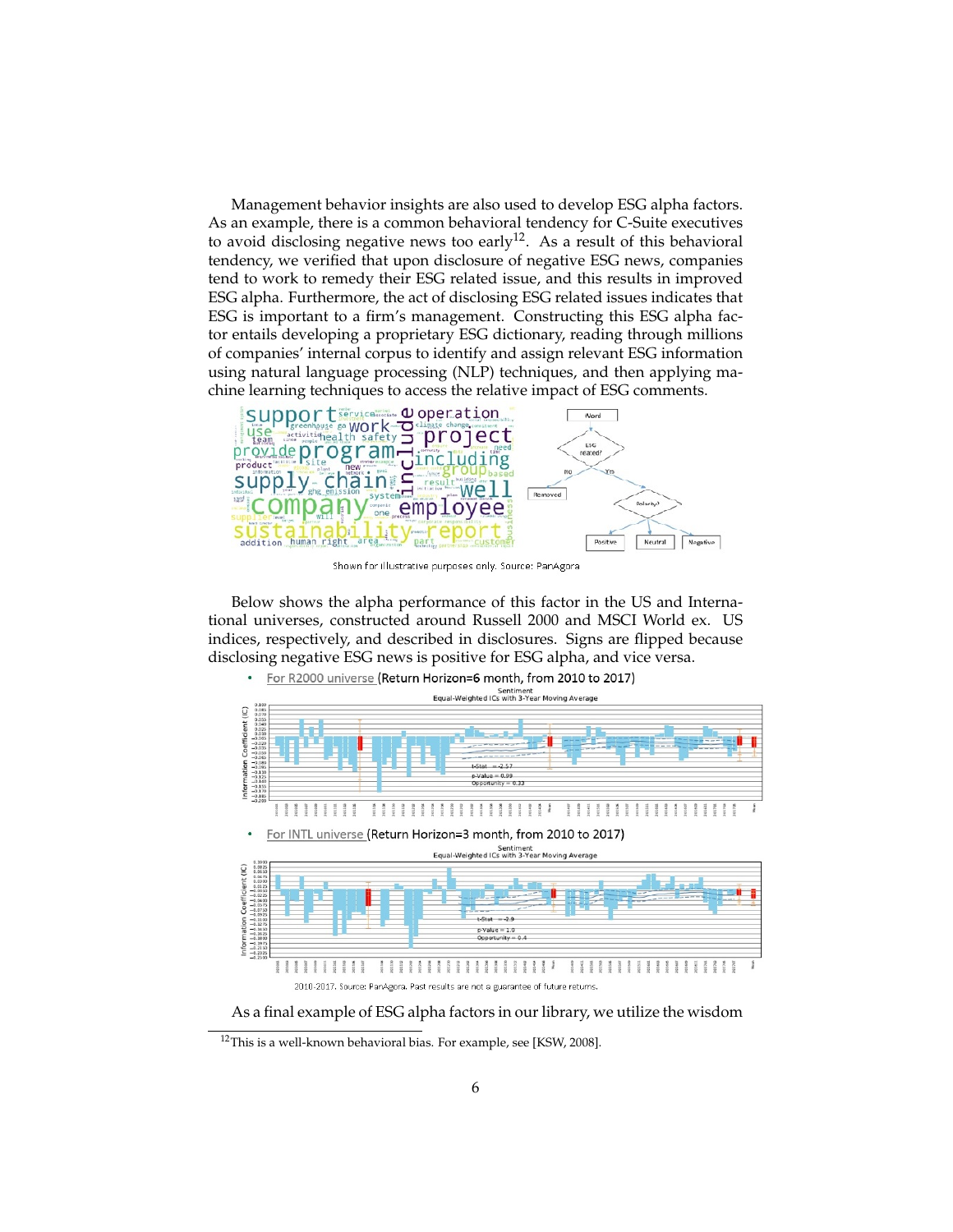Management behavior insights are also used to develop ESG alpha factors. As an example, there is a common behavioral tendency for C-Suite executives to avoid disclosing negative news too early[12]. As a result of this behavioral tendency, we verified that upon disclosure of negative ESG news, companies tend to work to remedy their ESG related issue, and this results in improved ESG alpha. Furthermore, the act of disclosing ESG related issues indicates that ESG is important to a firm's management. Constructing this ESG alpha factor entails developing a proprietary ESG dictionary, reading through millions of companies' internal corpus to identify and assign relevant ESG information using natural language processing (NLP) techniques, and then applying machine learning techniques to access the relative impact of ESG comments.

Shown for illustrative purposes only. Source: PanAgora

Below shows the alpha performance of this factor in the US and International universes, constructed around Russell 2000 and MSCI World ex. US indices, respectively, and described in disclosures. Signs are flipped because disclosing negative ESG news is positive for ESG alpha, and vice versa.

- For R2000 universe (Return Horizon=6 month, from 2010 to 2017)

- For INTL universe (Return Horizon=3 month, from 2010 to 2017)

2010-2017. Source: PanAgora. Past results are not a guarantee of future returns.

As a final example of ESG alpha factors in our library, we utilize the wisdom

[12] This is a well-known behavioral bias. For example, see [KSW, 2008].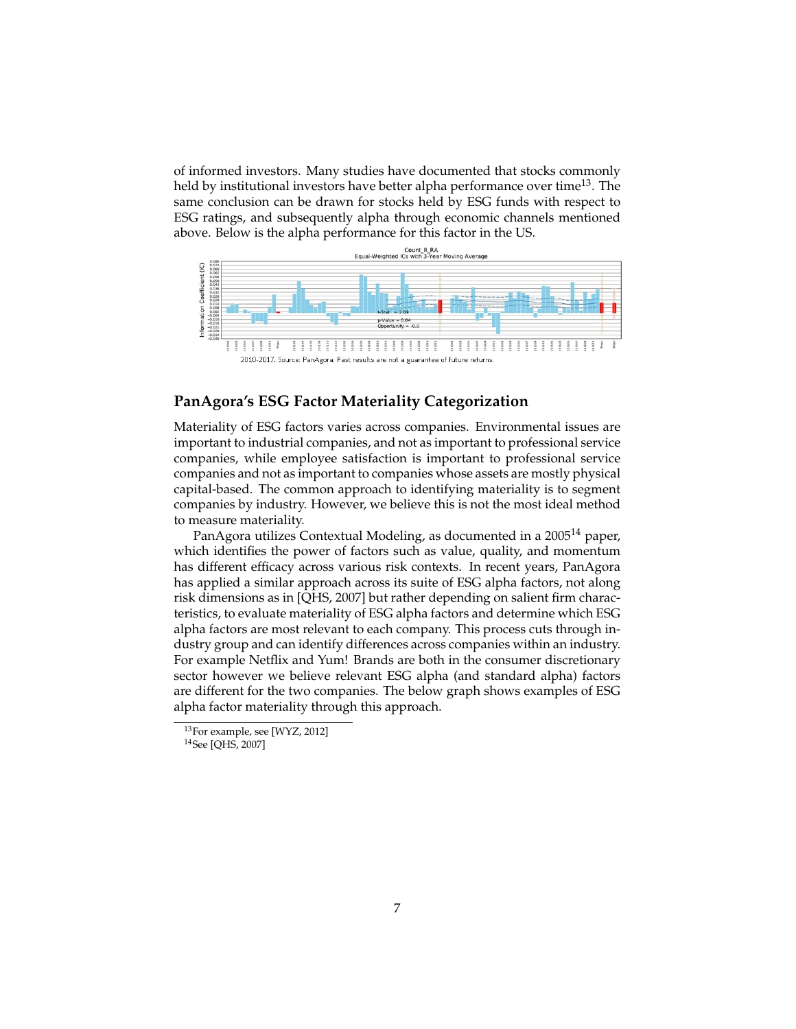of informed investors. Many studies have documented that stocks commonly held by institutional investors have better alpha performance over time[13]. The same conclusion can be drawn for stocks held by ESG funds with respect to ESG ratings, and subsequently alpha through economic channels mentioned above. Below is the alpha performance for this factor in the US.

2010-2017. Source: PanAgora. Past results are not a guarantee of future returns.

## PanAgora's ESG Factor Materiality Categorization

Materiality of ESG factors varies across companies. Environmental issues are important to industrial companies, and not as important to professional service companies, while employee satisfaction is important to professional service companies and not as important to companies whose assets are mostly physical capital-based. The common approach to identifying materiality is to segment companies by industry. However, we believe this is not the most ideal method to measure materiality.

PanAgora utilizes Contextual Modeling, as documented in a 2005[14] paper, which identifies the power of factors such as value, quality, and momentum has different efficacy across various risk contexts. In recent years, PanAgora has applied a similar approach across its suite of ESG alpha factors, not along risk dimensions as in [QHS, 2007] but rather depending on salient firm characteristics, to evaluate materiality of ESG alpha factors and determine which ESG alpha factors are most relevant to each company. This process cuts through industry group and can identify differences across companies within an industry. For example Netflix and Yum! Brands are both in the consumer discretionary sector however we believe relevant ESG alpha (and standard alpha) factors are different for the two companies. The below graph shows examples of ESG alpha factor materiality through this approach.

[13] For example, see [WYZ, 2012]

[14] See [QHS, 2007]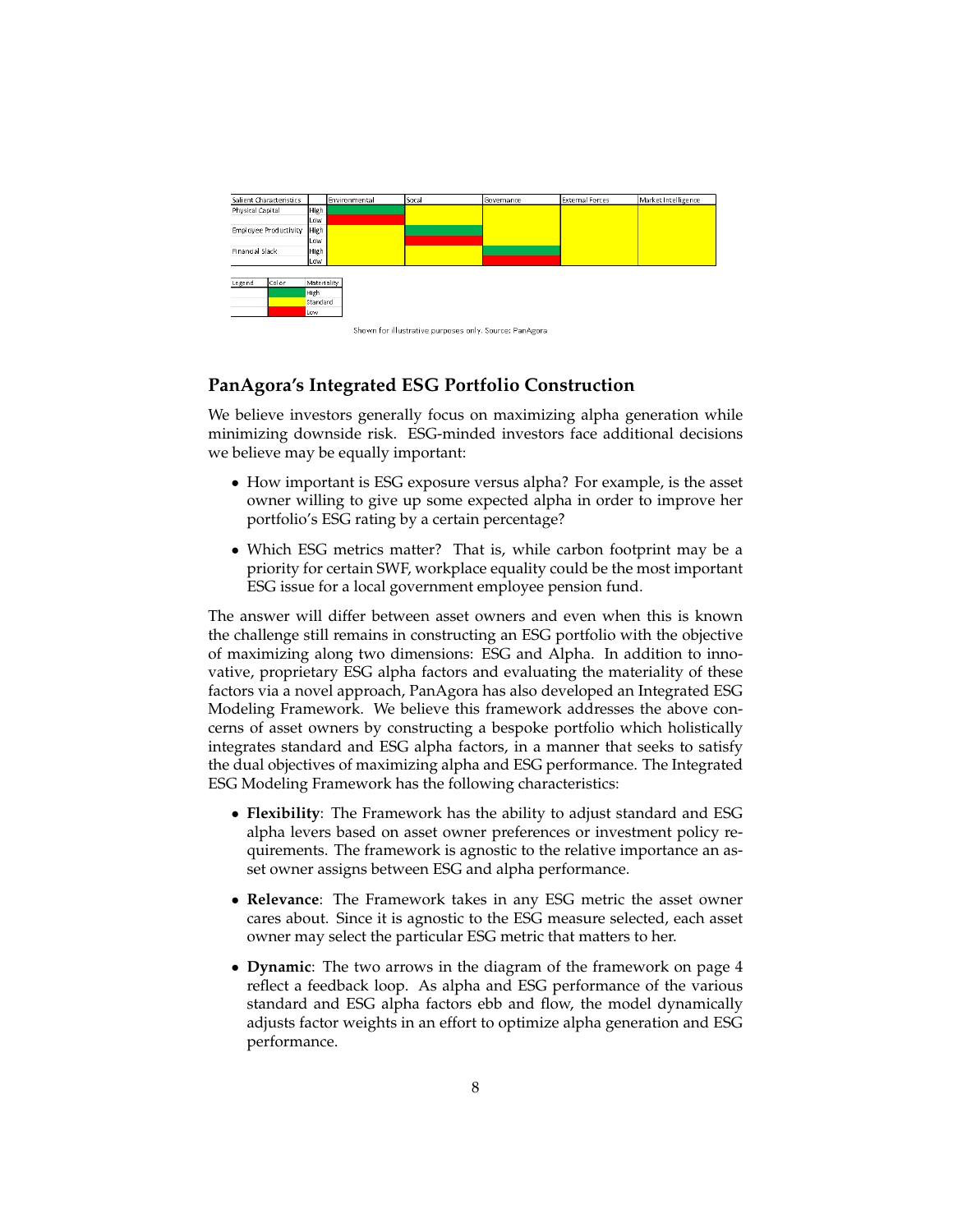| Salient Characteristics | | Environmental | Social | Governance | External Forces | Market Intelligence |
|---|---|---|---|---|---|---|
| Physical Capital | High | Green | Yellow | Yellow | Yellow | Yellow |
| | Low | Red | Yellow | Yellow | Yellow | Yellow |
| Employee Productivity | High | Yellow | Green | Yellow | Yellow | Yellow |
| | Low | Yellow | Red | Yellow | Yellow | Yellow |
| Financial Slack | High | Yellow | Yellow | Green | Yellow | Yellow |
| | Low | Yellow | Yellow | Red | Yellow | Yellow |

| Legend | Color | Materiality |
|---|---|---|
| | Green | High |
| | Yellow | Standard |
| | Red | Low |

Shown for illustrative purposes only. Source: PanAgora

## PanAgora's Integrated ESG Portfolio Construction

We believe investors generally focus on maximizing alpha generation while minimizing downside risk. ESG-minded investors face additional decisions we believe may be equally important:

- How important is ESG exposure versus alpha? For example, is the asset owner willing to give up some expected alpha in order to improve her portfolio's ESG rating by a certain percentage?
- Which ESG metrics matter? That is, while carbon footprint may be a priority for certain SWF, workplace equality could be the most important ESG issue for a local government employee pension fund.

The answer will differ between asset owners and even when this is known the challenge still remains in constructing an ESG portfolio with the objective of maximizing along two dimensions: ESG and Alpha. In addition to innovative, proprietary ESG alpha factors and evaluating the materiality of these factors via a novel approach, PanAgora has also developed an Integrated ESG Modeling Framework. We believe this framework addresses the above concerns of asset owners by constructing a bespoke portfolio which holistically integrates standard and ESG alpha factors, in a manner that seeks to satisfy the dual objectives of maximizing alpha and ESG performance. The Integrated ESG Modeling Framework has the following characteristics:

- **Flexibility**: The Framework has the ability to adjust standard and ESG alpha levers based on asset owner preferences or investment policy requirements. The framework is agnostic to the relative importance an asset owner assigns between ESG and alpha performance.
- **Relevance**: The Framework takes in any ESG metric the asset owner cares about. Since it is agnostic to the ESG measure selected, each asset owner may select the particular ESG metric that matters to her.
- **Dynamic**: The two arrows in the diagram of the framework on page 4 reflect a feedback loop. As alpha and ESG performance of the various standard and ESG alpha factors ebb and flow, the model dynamically adjusts factor weights in an effort to optimize alpha generation and ESG performance.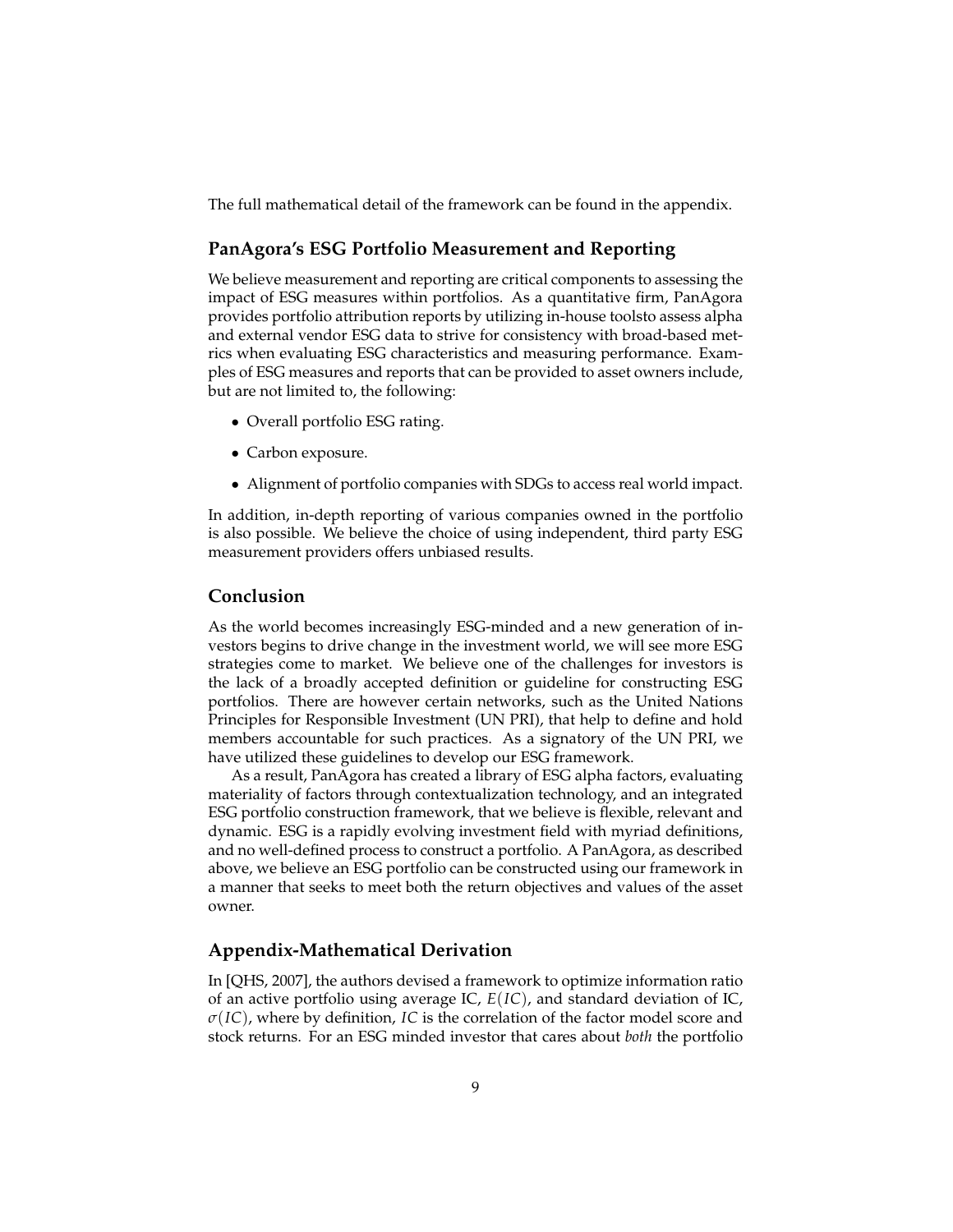The full mathematical detail of the framework can be found in the appendix.

## PanAgora's ESG Portfolio Measurement and Reporting

We believe measurement and reporting are critical components to assessing the impact of ESG measures within portfolios. As a quantitative firm, PanAgora provides portfolio attribution reports by utilizing in-house toolsto assess alpha and external vendor ESG data to strive for consistency with broad-based metrics when evaluating ESG characteristics and measuring performance. Examples of ESG measures and reports that can be provided to asset owners include, but are not limited to, the following:

- Overall portfolio ESG rating.
- Carbon exposure.
- Alignment of portfolio companies with SDGs to access real world impact.

In addition, in-depth reporting of various companies owned in the portfolio is also possible. We believe the choice of using independent, third party ESG measurement providers offers unbiased results.

## Conclusion

As the world becomes increasingly ESG-minded and a new generation of investors begins to drive change in the investment world, we will see more ESG strategies come to market. We believe one of the challenges for investors is the lack of a broadly accepted definition or guideline for constructing ESG portfolios. There are however certain networks, such as the United Nations Principles for Responsible Investment (UN PRI), that help to define and hold members accountable for such practices. As a signatory of the UN PRI, we have utilized these guidelines to develop our ESG framework.

As a result, PanAgora has created a library of ESG alpha factors, evaluating materiality of factors through contextualization technology, and an integrated ESG portfolio construction framework, that we believe is flexible, relevant and dynamic. ESG is a rapidly evolving investment field with myriad definitions, and no well-defined process to construct a portfolio. A PanAgora, as described above, we believe an ESG portfolio can be constructed using our framework in a manner that seeks to meet both the return objectives and values of the asset owner.

## Appendix-Mathematical Derivation

In [QHS, 2007], the authors devised a framework to optimize information ratio of an active portfolio using average IC, $E(IC)$, and standard deviation of IC, $\sigma(IC)$, where by definition, $IC$ is the correlation of the factor model score and stock returns. For an ESG minded investor that cares about *both* the portfolio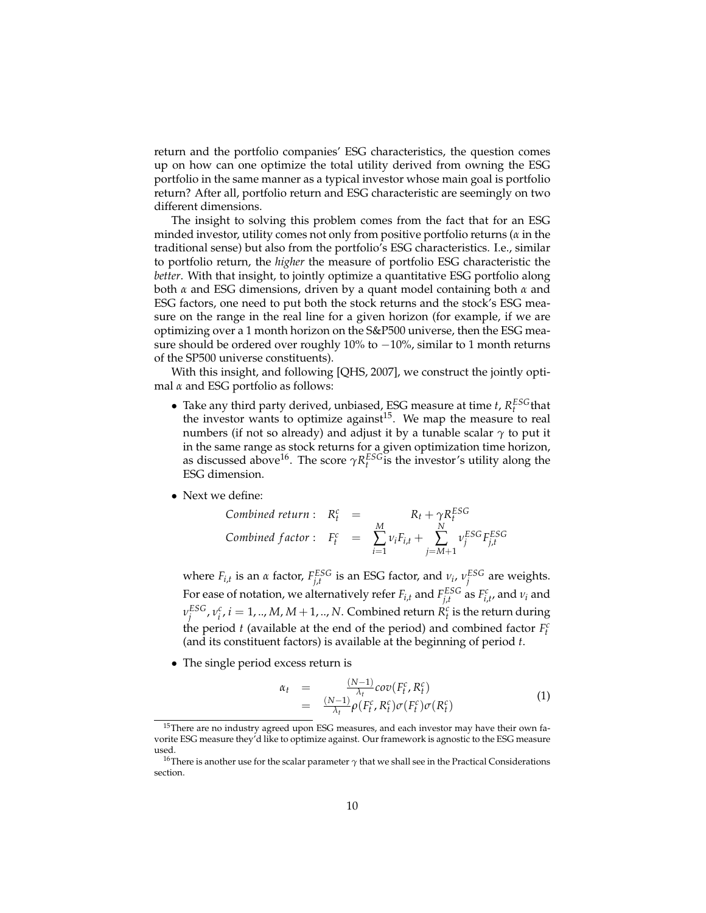return and the portfolio companies' ESG characteristics, the question comes up on how can one optimize the total utility derived from owning the ESG portfolio in the same manner as a typical investor whose main goal is portfolio return? After all, portfolio return and ESG characteristic are seemingly on two different dimensions.

The insight to solving this problem comes from the fact that for an ESG minded investor, utility comes not only from positive portfolio returns ($\alpha$ in the traditional sense) but also from the portfolio's ESG characteristics. I.e., similar to portfolio return, the *higher* the measure of portfolio ESG characteristic the *better*. With that insight, to jointly optimize a quantitative ESG portfolio along both $\alpha$ and ESG dimensions, driven by a quant model containing both $\alpha$ and ESG factors, one need to put both the stock returns and the stock's ESG measure on the range in the real line for a given horizon (for example, if we are optimizing over a 1 month horizon on the S&P500 universe, then the ESG measure should be ordered over roughly 10% to $-10$%, similar to 1 month returns of the SP500 universe constituents).

With this insight, and following [QHS, 2007], we construct the jointly optimal $\alpha$ and ESG portfolio as follows:

- Take any third party derived, unbiased, ESG measure at time $t$, $R_t^{ESG}$ that the investor wants to optimize against[15]. We map the measure to real numbers (if not so already) and adjust it by a tunable scalar $\gamma$ to put it in the same range as stock returns for a given optimization time horizon, as discussed above[16]. The score $\gamma R_t^{ESG}$ is the investor's utility along the ESG dimension.

- Next we define:

$$
\begin{aligned}
\textit{Combined return}: \quad R_t^c &= R_t + \gamma R_t^{ESG} \\
\textit{Combined factor}: \quad F_t^c &= \sum_{i=1}^{M} \nu_i F_{i,t} + \sum_{j=M+1}^{N} \nu_j^{ESG} F_{j,t}^{ESG}
\end{aligned}
$$

  where $F_{i,t}$ is an $\alpha$ factor, $F_{j,t}^{ESG}$ is an ESG factor, and $\nu_i$, $\nu_j^{ESG}$ are weights. For ease of notation, we alternatively refer $F_{i,t}$ and $F_{j,t}^{ESG}$ as $F_{i,t}^c$, and $\nu_i$ and $\nu_j^{ESG}$, $\nu_i^c$, $i = 1, .., M, M+1, .., N$. Combined return $R_t^c$ is the return during the period $t$ (available at the end of the period) and combined factor $F_t^c$ (and its constituent factors) is available at the beginning of period $t$.

- The single period excess return is

$$
\begin{aligned}
\alpha_t &= \frac{(N-1)}{\lambda_t} cov(F_t^c, R_t^c) \\
&= \frac{(N-1)}{\lambda_t} \rho(F_t^c, R_t^c) \sigma(F_t^c) \sigma(R_t^c)
\end{aligned}
\tag{1}
$$

[15] There are no industry agreed upon ESG measures, and each investor may have their own favorite ESG measure they'd like to optimize against. Our framework is agnostic to the ESG measure used.

[16] There is another use for the scalar parameter $\gamma$ that we shall see in the Practical Considerations section.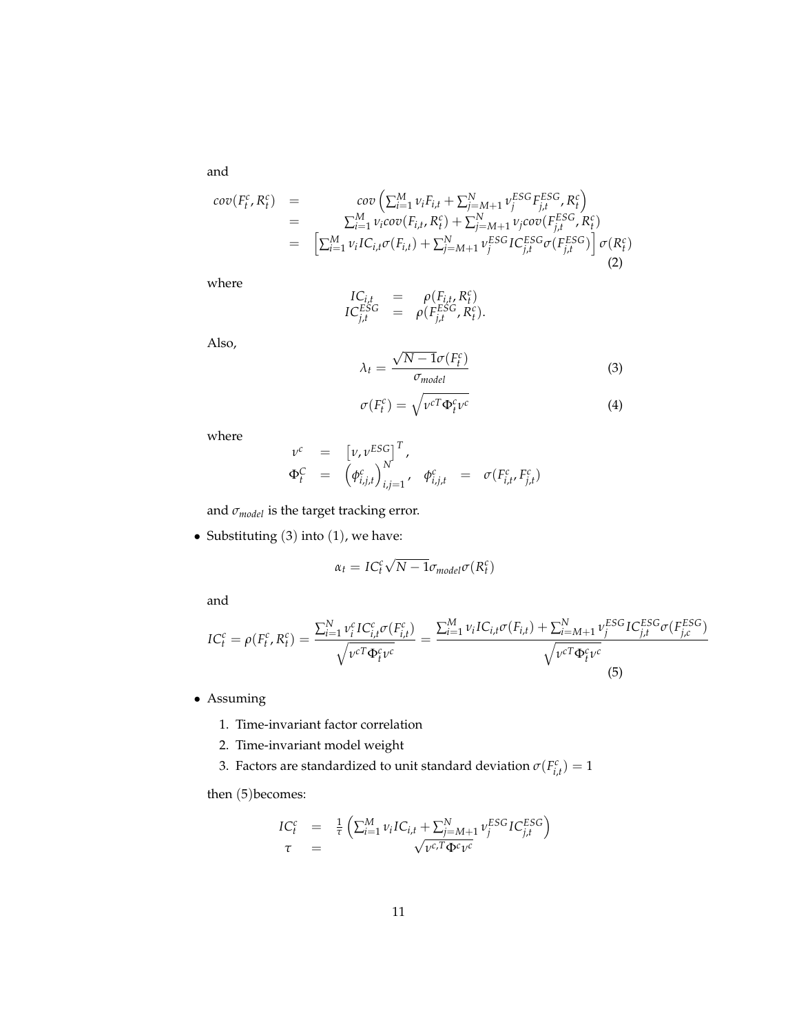and

$$
\begin{aligned}
cov(F_t^c, R_t^c) &= cov\left(\sum_{i=1}^{M} \nu_i F_{i,t} + \sum_{j=M+1}^{N} \nu_j^{ESG} F_{j,t}^{ESG}, R_t^c\right) \\
&= \sum_{i=1}^{M} \nu_i cov(F_{i,t}, R_t^c) + \sum_{j=M+1}^{N} \nu_j cov(F_{j,t}^{ESG}, R_t^c) \\
&= \left[\sum_{i=1}^{M} \nu_i IC_{i,t} \sigma(F_{i,t}) + \sum_{j=M+1}^{N} \nu_j^{ESG} IC_{j,t}^{ESG} \sigma(F_{j,t}^{ESG})\right] \sigma(R_t^c)
\end{aligned} \tag{2}
$$

where

$$
\begin{aligned}
IC_{i,t} &= \rho(F_{i,t}, R_t^c) \\
IC_{j,t}^{ESG} &= \rho(F_{j,t}^{ESG}, R_t^c).
\end{aligned}
$$

Also,

$$
\lambda_t = \frac{\sqrt{N-1}\sigma(F_t^c)}{\sigma_{model}} \tag{3}
$$

$$
\sigma(F_t^c) = \sqrt{\nu^{cT} \Phi_t^c \nu^c} \tag{4}
$$

where

$$
\begin{aligned}
\nu^c &= \left[\nu, \nu^{ESG}\right]^T, \\
\Phi_t^C &= \left(\phi_{i,j,t}^c\right)_{i,j=1}^{N}, \quad \phi_{i,j,t}^c = \sigma(F_{i,t}^c, F_{j,t}^c)
\end{aligned}
$$

and $\sigma_{model}$ is the target tracking error.

- Substituting (3) into (1), we have:

$$
\alpha_t = IC_t^c \sqrt{N-1} \sigma_{model} \sigma(R_t^c)
$$

and

$$
IC_t^c = \rho(F_t^c, R_t^c) = \frac{\sum_{i=1}^{N} \nu_i^c IC_{i,t}^c \sigma(F_{i,t}^c)}{\sqrt{\nu^{cT} \Phi_t^c \nu^c}} = \frac{\sum_{i=1}^{M} \nu_i IC_{i,t} \sigma(F_{i,t}) + \sum_{i=M+1}^{N} \nu_j^{ESG} IC_{j,t}^{ESG} \sigma(F_{j,c}^{ESG})}{\sqrt{\nu^{cT} \Phi_t^c \nu^c}} \tag{5}
$$

- Assuming
  1. Time-invariant factor correlation
  2. Time-invariant model weight
  3. Factors are standardized to unit standard deviation $\sigma(F_{i,t}^c) = 1$

  then (5)becomes:

$$
\begin{aligned}
IC_t^c &= \frac{1}{\tau}\left(\sum_{i=1}^{M} \nu_i IC_{i,t} + \sum_{j=M+1}^{N} \nu_j^{ESG} IC_{j,t}^{ESG}\right) \\
\tau &= \sqrt{\nu^{c,T} \Phi^c \nu^c}
\end{aligned}
$$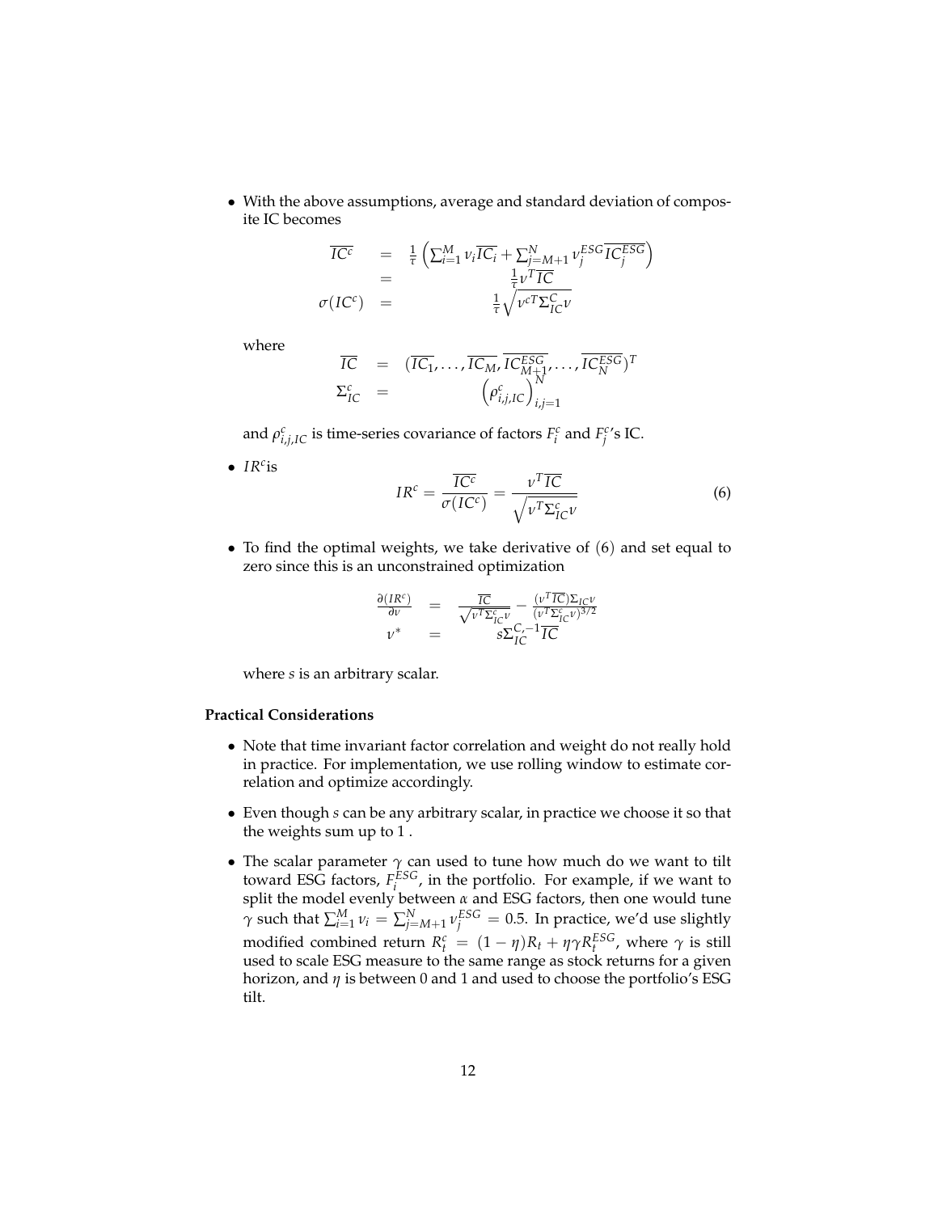- With the above assumptions, average and standard deviation of composite IC becomes

$$
\begin{aligned}
\overline{IC^c} &= \frac{1}{\tau}\left(\sum_{i=1}^{M} \nu_i \overline{IC_i} + \sum_{j=M+1}^{N} \nu_j^{ESG} \overline{IC_j^{ESG}}\right) \\
&= \frac{1}{\tau}\nu^T \overline{IC} \\
\sigma(IC^c) &= \frac{1}{\tau}\sqrt{\nu^{cT}\Sigma_{IC}^{C}\nu}
\end{aligned}
$$

where

$$
\begin{aligned}
\overline{IC} &= (\overline{IC_1}, \ldots, \overline{IC_M}, \overline{IC_{M+1}^{ESG}}, \ldots, \overline{IC_N^{ESG}})^T \\
\Sigma_{IC}^c &= \left(\rho_{i,j,IC}^c\right)_{i,j=1}^{N}
\end{aligned}
$$

and $\rho_{i,j,IC}^c$ is time-series covariance of factors $F_i^c$ and $F_j^c$'s IC.

- $IR^c$is

$$
IR^c = \frac{\overline{IC^c}}{\sigma(IC^c)} = \frac{\nu^T \overline{IC}}{\sqrt{\nu^T \Sigma_{IC}^c \nu}} \tag{6}
$$

- To find the optimal weights, we take derivative of (6) and set equal to zero since this is an unconstrained optimization

$$
\begin{aligned}
\frac{\partial(IR^c)}{\partial \nu} &= \frac{\overline{IC}}{\sqrt{\nu^T \Sigma_{IC}^c \nu}} - \frac{(\nu^T \overline{IC})\Sigma_{IC}\nu}{(\nu^T \Sigma_{IC}^c \nu)^{3/2}} \\
\nu^* &= s\Sigma_{IC}^{C,-1}\overline{IC}
\end{aligned}
$$

where $s$ is an arbitrary scalar.

**Practical Considerations**

- Note that time invariant factor correlation and weight do not really hold in practice. For implementation, we use rolling window to estimate correlation and optimize accordingly.
- Even though $s$ can be any arbitrary scalar, in practice we choose it so that the weights sum up to 1 .
- The scalar parameter $\gamma$ can used to tune how much do we want to tilt toward ESG factors, $F_i^{ESG}$, in the portfolio. For example, if we want to split the model evenly between $\alpha$ and ESG factors, then one would tune $\gamma$ such that $\sum_{i=1}^{M} \nu_i = \sum_{j=M+1}^{N} \nu_j^{ESG} = 0.5$. In practice, we'd use slightly modified combined return $R_t^c = (1-\eta)R_t + \eta\gamma R_t^{ESG}$, where $\gamma$ is still used to scale ESG measure to the same range as stock returns for a given horizon, and $\eta$ is between 0 and 1 and used to choose the portfolio's ESG tilt.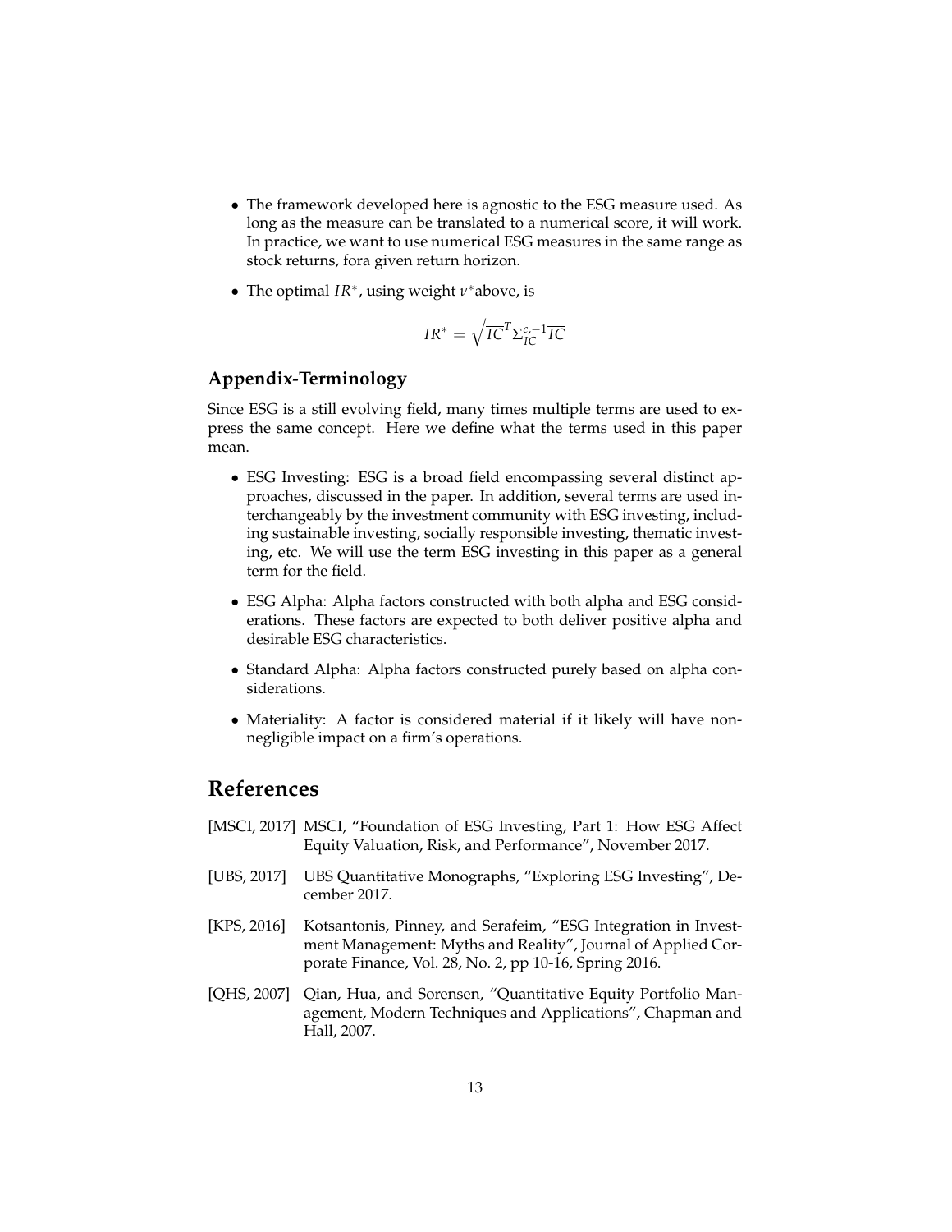- The framework developed here is agnostic to the ESG measure used. As long as the measure can be translated to a numerical score, it will work. In practice, we want to use numerical ESG measures in the same range as stock returns, fora given return horizon.
- The optimal $IR^*$, using weight $v^*$above, is

$$IR^* = \sqrt{\overline{IC}^T \Sigma_{IC}^{c,-1} \overline{IC}}$$

## Appendix-Terminology

Since ESG is a still evolving field, many times multiple terms are used to express the same concept. Here we define what the terms used in this paper mean.

- ESG Investing: ESG is a broad field encompassing several distinct approaches, discussed in the paper. In addition, several terms are used interchangeably by the investment community with ESG investing, including sustainable investing, socially responsible investing, thematic investing, etc. We will use the term ESG investing in this paper as a general term for the field.
- ESG Alpha: Alpha factors constructed with both alpha and ESG considerations. These factors are expected to both deliver positive alpha and desirable ESG characteristics.
- Standard Alpha: Alpha factors constructed purely based on alpha considerations.
- Materiality: A factor is considered material if it likely will have nonnegligible impact on a firm's operations.

# References

[MSCI, 2017] MSCI, "Foundation of ESG Investing, Part 1: How ESG Affect Equity Valuation, Risk, and Performance", November 2017.

[UBS, 2017] UBS Quantitative Monographs, "Exploring ESG Investing", December 2017.

[KPS, 2016] Kotsantonis, Pinney, and Serafeim, "ESG Integration in Investment Management: Myths and Reality", Journal of Applied Corporate Finance, Vol. 28, No. 2, pp 10-16, Spring 2016.

[QHS, 2007] Qian, Hua, and Sorensen, "Quantitative Equity Portfolio Management, Modern Techniques and Applications", Chapman and Hall, 2007.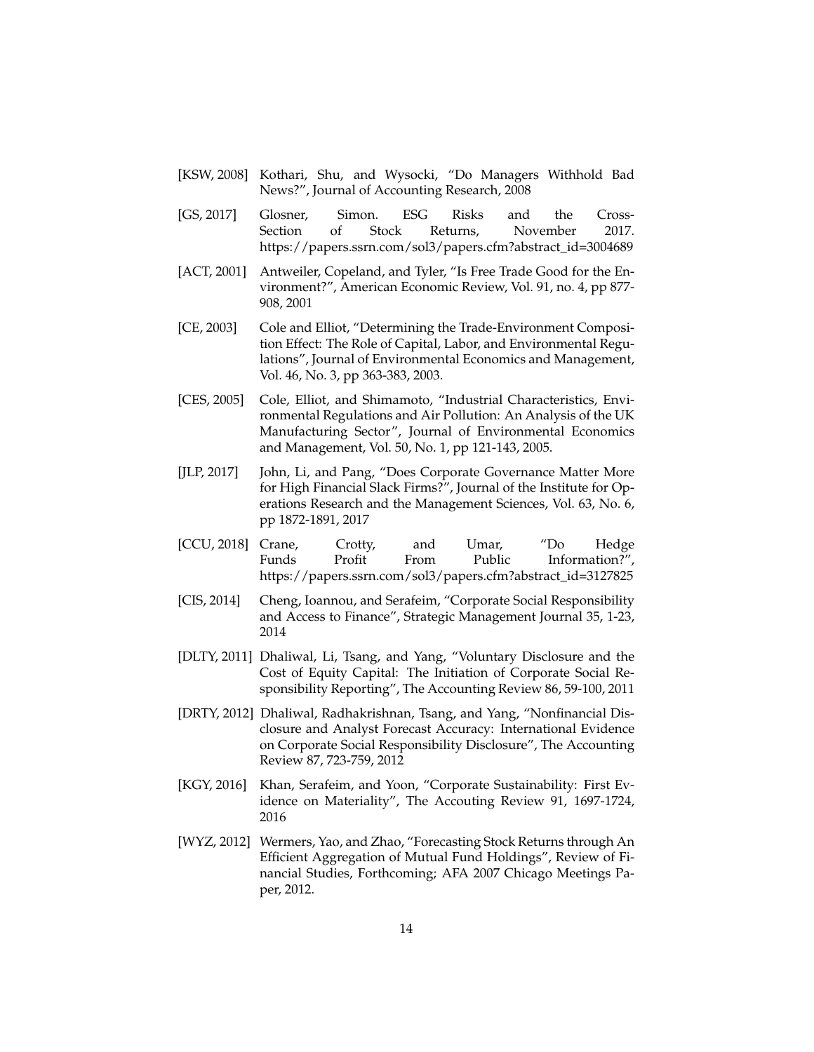[KSW, 2008] Kothari, Shu, and Wysocki, "Do Managers Withhold Bad News?", Journal of Accounting Research, 2008

[GS, 2017] Glosner, Simon. ESG Risks and the Cross-Section of Stock Returns, November 2017. https://papers.ssrn.com/sol3/papers.cfm?abstract_id=3004689

[ACT, 2001] Antweiler, Copeland, and Tyler, "Is Free Trade Good for the Environment?", American Economic Review, Vol. 91, no. 4, pp 877-908, 2001

[CE, 2003] Cole and Elliot, "Determining the Trade-Environment Composition Effect: The Role of Capital, Labor, and Environmental Regulations", Journal of Environmental Economics and Management, Vol. 46, No. 3, pp 363-383, 2003.

[CES, 2005] Cole, Elliot, and Shimamoto, "Industrial Characteristics, Environmental Regulations and Air Pollution: An Analysis of the UK Manufacturing Sector", Journal of Environmental Economics and Management, Vol. 50, No. 1, pp 121-143, 2005.

[JLP, 2017] John, Li, and Pang, "Does Corporate Governance Matter More for High Financial Slack Firms?", Journal of the Institute for Operations Research and the Management Sciences, Vol. 63, No. 6, pp 1872-1891, 2017

[CCU, 2018] Crane, Crotty, and Umar, "Do Hedge Funds Profit From Public Information?", https://papers.ssrn.com/sol3/papers.cfm?abstract_id=3127825

[CIS, 2014] Cheng, Ioannou, and Serafeim, "Corporate Social Responsibility and Access to Finance", Strategic Management Journal 35, 1-23, 2014

[DLTY, 2011] Dhaliwal, Li, Tsang, and Yang, "Voluntary Disclosure and the Cost of Equity Capital: The Initiation of Corporate Social Responsibility Reporting", The Accounting Review 86, 59-100, 2011

[DRTY, 2012] Dhaliwal, Radhakrishnan, Tsang, and Yang, "Nonfinancial Disclosure and Analyst Forecast Accuracy: International Evidence on Corporate Social Responsibility Disclosure", The Accounting Review 87, 723-759, 2012

[KGY, 2016] Khan, Serafeim, and Yoon, "Corporate Sustainability: First Evidence on Materiality", The Accouting Review 91, 1697-1724, 2016

[WYZ, 2012] Wermers, Yao, and Zhao, "Forecasting Stock Returns through An Efficient Aggregation of Mutual Fund Holdings", Review of Financial Studies, Forthcoming; AFA 2007 Chicago Meetings Paper, 2012.